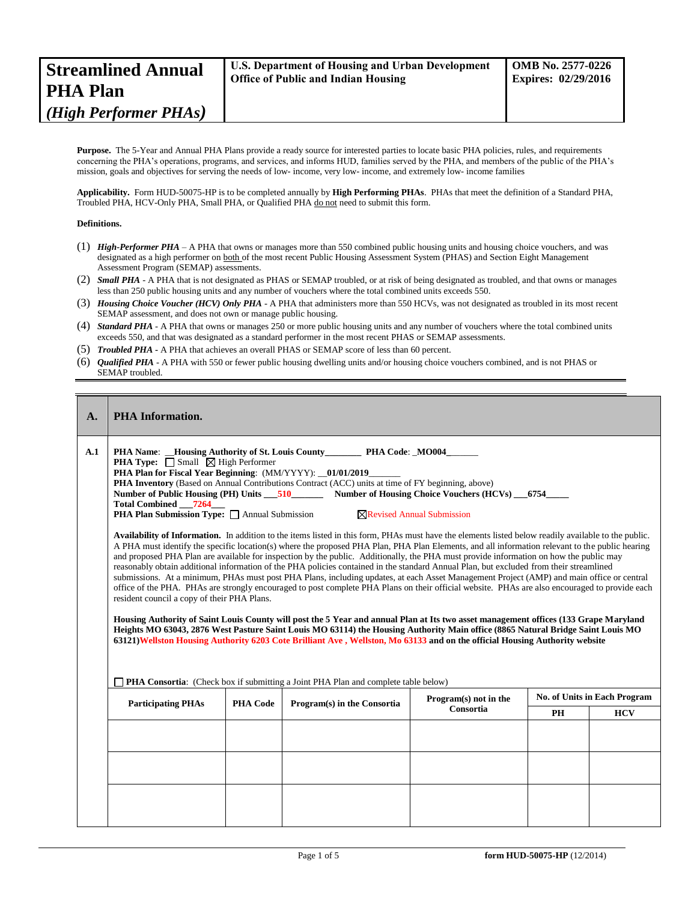# Streamlined Annual PHA Plan *(High Performer PHAs)*

**U.S. Department of Housing and Urban Development**
**Office of Public and Indian Housing**

**OMB No. 2577-0226**
**Expires: 02/29/2016**

**Purpose.** The 5-Year and Annual PHA Plans provide a ready source for interested parties to locate basic PHA policies, rules, and requirements concerning the PHA's operations, programs, and services, and informs HUD, families served by the PHA, and members of the public of the PHA's mission, goals and objectives for serving the needs of low- income, very low- income, and extremely low- income families

**Applicability.** Form HUD-50075-HP is to be completed annually by **High Performing PHAs**. PHAs that meet the definition of a Standard PHA, Troubled PHA, HCV-Only PHA, Small PHA, or Qualified PHA do not need to submit this form.

**Definitions.**

(1) ***High-Performer PHA*** – A PHA that owns or manages more than 550 combined public housing units and housing choice vouchers, and was designated as a high performer on both of the most recent Public Housing Assessment System (PHAS) and Section Eight Management Assessment Program (SEMAP) assessments.

(2) ***Small PHA*** - A PHA that is not designated as PHAS or SEMAP troubled, or at risk of being designated as troubled, and that owns or manages less than 250 public housing units and any number of vouchers where the total combined units exceeds 550.

(3) ***Housing Choice Voucher (HCV) Only PHA*** - A PHA that administers more than 550 HCVs, was not designated as troubled in its most recent SEMAP assessment, and does not own or manage public housing.

(4) ***Standard PHA*** - A PHA that owns or manages 250 or more public housing units and any number of vouchers where the total combined units exceeds 550, and that was designated as a standard performer in the most recent PHAS or SEMAP assessments.

(5) ***Troubled PHA*** - A PHA that achieves an overall PHAS or SEMAP score of less than 60 percent.

(6) ***Qualified PHA*** - A PHA with 550 or fewer public housing dwelling units and/or housing choice vouchers combined, and is not PHAS or SEMAP troubled.

## A. PHA Information.

**A.1**

**PHA Name**: __**Housing Authority of St. Louis County**________ **PHA Code**: _**MO004**_______
**PHA Type**: ☐ Small ☒ High Performer
**PHA Plan for Fiscal Year Beginning**: (MM/YYYY): __**01/01/2019**_______
**PHA Inventory** (Based on Annual Contributions Contract (ACC) units at time of FY beginning, above)
**Number of Public Housing (PH) Units** ___**510**_______ **Number of Housing Choice Vouchers (HCVs)** ___**6754**_____
**Total Combined** ___**7264**___
**PHA Plan Submission Type:** ☐ Annual Submission ☒ Revised Annual Submission

**Availability of Information.** In addition to the items listed in this form, PHAs must have the elements listed below readily available to the public. A PHA must identify the specific location(s) where the proposed PHA Plan, PHA Plan Elements, and all information relevant to the public hearing and proposed PHA Plan are available for inspection by the public. Additionally, the PHA must provide information on how the public may reasonably obtain additional information of the PHA policies contained in the standard Annual Plan, but excluded from their streamlined submissions. At a minimum, PHAs must post PHA Plans, including updates, at each Asset Management Project (AMP) and main office or central office of the PHA. PHAs are strongly encouraged to post complete PHA Plans on their official website. PHAs are also encouraged to provide each resident council a copy of their PHA Plans.

**Housing Authority of Saint Louis County will post the 5 Year and annual Plan at Its two asset management offices (133 Grape Maryland Heights MO 63043, 2876 West Pasture Saint Louis MO 63114) the Housing Authority Main office (8865 Natural Bridge Saint Louis MO 63121)Wellston Housing Authority 6203 Cote Brilliant Ave , Wellston, Mo 63133 and on the official Housing Authority website**

☐ **PHA Consortia**: (Check box if submitting a Joint PHA Plan and complete table below)

| Participating PHAs | PHA Code | Program(s) in the Consortia | Program(s) not in the Consortia | No. of Units in Each Program | |
|---|---|---|---|---|---|
| | | | | PH | HCV |
| | | | | | |
| | | | | | |
| | | | | | |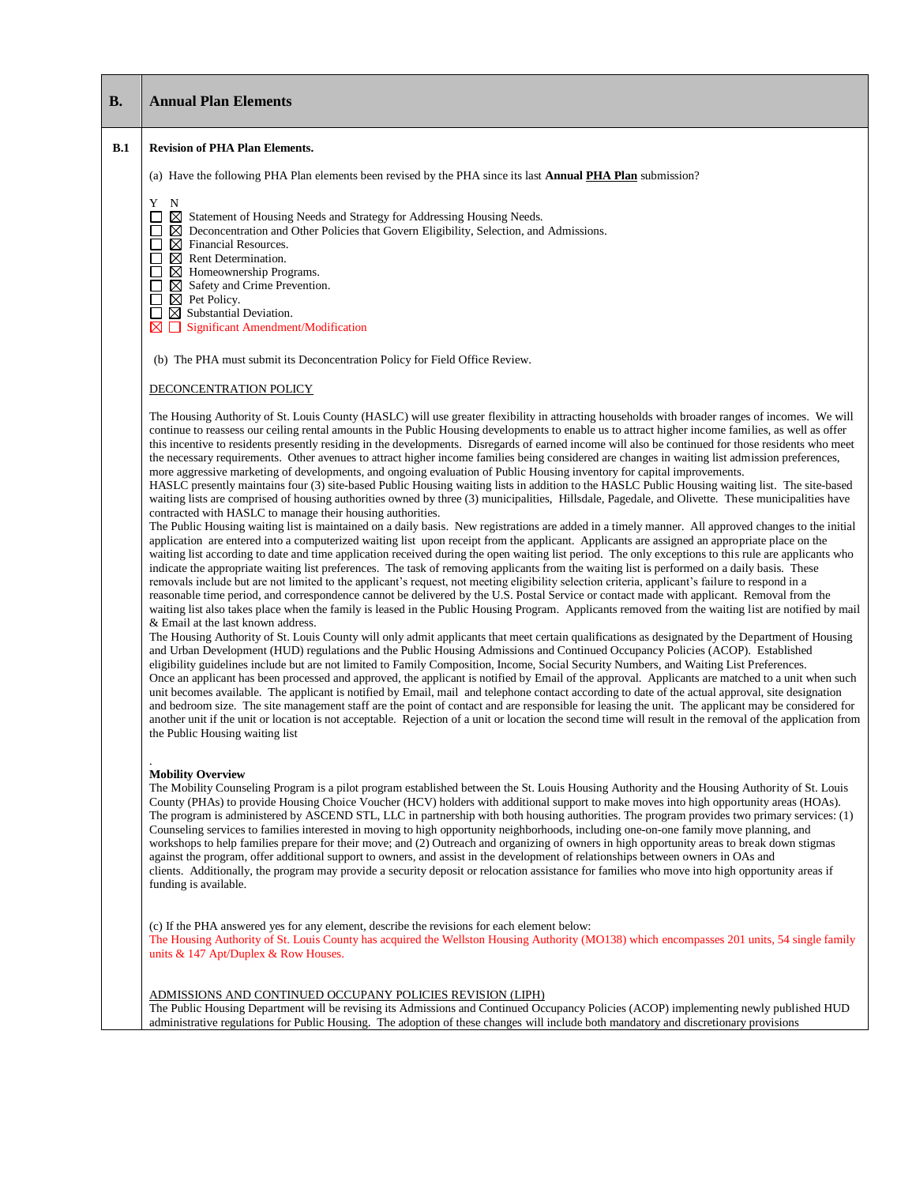| B. | Annual Plan Elements |
|---|---|

## B.1 Revision of PHA Plan Elements.

(a) Have the following PHA Plan elements been revised by the PHA since its last **Annual PHA Plan** submission?

Y N
☐ ☒ Statement of Housing Needs and Strategy for Addressing Housing Needs.
☐ ☒ Deconcentration and Other Policies that Govern Eligibility, Selection, and Admissions.
☐ ☒ Financial Resources.
☐ ☒ Rent Determination.
☐ ☒ Homeownership Programs.
☐ ☒ Safety and Crime Prevention.
☐ ☒ Pet Policy.
☐ ☒ Substantial Deviation.
☒ ☐ Significant Amendment/Modification

(b) The PHA must submit its Deconcentration Policy for Field Office Review.

DECONCENTRATION POLICY

The Housing Authority of St. Louis County (HASLC) will use greater flexibility in attracting households with broader ranges of incomes. We will continue to reassess our ceiling rental amounts in the Public Housing developments to enable us to attract higher income families, as well as offer this incentive to residents presently residing in the developments. Disregards of earned income will also be continued for those residents who meet the necessary requirements. Other avenues to attract higher income families being considered are changes in waiting list admission preferences, more aggressive marketing of developments, and ongoing evaluation of Public Housing inventory for capital improvements.
HASLC presently maintains four (3) site-based Public Housing waiting lists in addition to the HASLC Public Housing waiting list. The site-based waiting lists are comprised of housing authorities owned by three (3) municipalities, Hillsdale, Pagedale, and Olivette. These municipalities have contracted with HASLC to manage their housing authorities.
The Public Housing waiting list is maintained on a daily basis. New registrations are added in a timely manner. All approved changes to the initial application are entered into a computerized waiting list upon receipt from the applicant. Applicants are assigned an appropriate place on the waiting list according to date and time application received during the open waiting list period. The only exceptions to this rule are applicants who indicate the appropriate waiting list preferences. The task of removing applicants from the waiting list is performed on a daily basis. These removals include but are not limited to the applicant's request, not meeting eligibility selection criteria, applicant's failure to respond in a reasonable time period, and correspondence cannot be delivered by the U.S. Postal Service or contact made with applicant. Removal from the waiting list also takes place when the family is leased in the Public Housing Program. Applicants removed from the waiting list are notified by mail & Email at the last known address.
The Housing Authority of St. Louis County will only admit applicants that meet certain qualifications as designated by the Department of Housing and Urban Development (HUD) regulations and the Public Housing Admissions and Continued Occupancy Policies (ACOP). Established eligibility guidelines include but are not limited to Family Composition, Income, Social Security Numbers, and Waiting List Preferences.
Once an applicant has been processed and approved, the applicant is notified by Email of the approval. Applicants are matched to a unit when such unit becomes available. The applicant is notified by Email, mail and telephone contact according to date of the actual approval, site designation and bedroom size. The site management staff are the point of contact and are responsible for leasing the unit. The applicant may be considered for another unit if the unit or location is not acceptable. Rejection of a unit or location the second time will result in the removal of the application from the Public Housing waiting list

.

**Mobility Overview**
The Mobility Counseling Program is a pilot program established between the St. Louis Housing Authority and the Housing Authority of St. Louis County (PHAs) to provide Housing Choice Voucher (HCV) holders with additional support to make moves into high opportunity areas (HOAs). The program is administered by ASCEND STL, LLC in partnership with both housing authorities. The program provides two primary services: (1) Counseling services to families interested in moving to high opportunity neighborhoods, including one-on-one family move planning, and workshops to help families prepare for their move; and (2) Outreach and organizing of owners in high opportunity areas to break down stigmas against the program, offer additional support to owners, and assist in the development of relationships between owners in OAs and clients. Additionally, the program may provide a security deposit or relocation assistance for families who move into high opportunity areas if funding is available.

(c) If the PHA answered yes for any element, describe the revisions for each element below:
The Housing Authority of St. Louis County has acquired the Wellston Housing Authority (MO138) which encompasses 201 units, 54 single family units & 147 Apt/Duplex & Row Houses.

ADMISSIONS AND CONTINUED OCCUPANY POLICIES REVISION (LIPH)
The Public Housing Department will be revising its Admissions and Continued Occupancy Policies (ACOP) implementing newly published HUD administrative regulations for Public Housing. The adoption of these changes will include both mandatory and discretionary provisions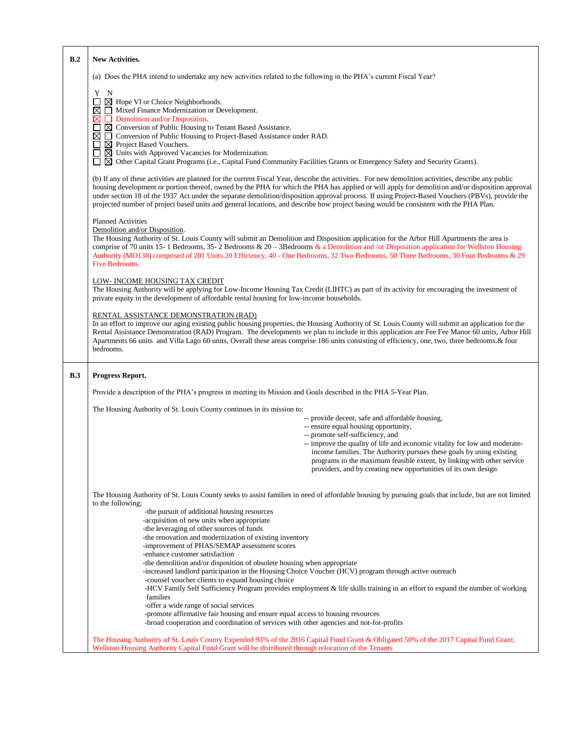**B.2 New Activities.**

(a) Does the PHA intend to undertake any new activities related to the following in the PHA's current Fiscal Year?

| Y | N | |
|---|---|---|
| ☐ | ☒ | Hope VI or Choice Neighborhoods. |
| ☒ | ☐ | Mixed Finance Modernization or Development. |
| ☒ | ☐ | Demolition and/or Disposition. |
| ☐ | ☒ | Conversion of Public Housing to Tenant Based Assistance. |
| ☒ | ☐ | Conversion of Public Housing to Project-Based Assistance under RAD. |
| ☐ | ☒ | Project Based Vouchers. |
| ☐ | ☒ | Units with Approved Vacancies for Modernization. |
| ☐ | ☒ | Other Capital Grant Programs (i.e., Capital Fund Community Facilities Grants or Emergency Safety and Security Grants). |

(b) If any of these activities are planned for the current Fiscal Year, describe the activities. For new demolition activities, describe any public housing development or portion thereof, owned by the PHA for which the PHA has applied or will apply for demolition and/or disposition approval under section 18 of the 1937 Act under the separate demolition/disposition approval process. If using Project-Based Vouchers (PBVs), provide the projected number of project based units and general locations, and describe how project basing would be consistent with the PHA Plan.

Planned Activities

Demolition and/or Disposition.

The Housing Authority of St. Louis County will submit an Demolition and Disposition application for the Arbor Hill Apartments the area is comprise of 70 units 15- 1 Bedrooms, 35- 2 Bedrooms & 20 – 3Bedrooms & a Demolition and /or Disposition application for Wellston Housing Authority (MO138) comprised of 201 Units 20 Efficiency, 40 - One Bedrooms, 32 Two Bedrooms, 50 Three Bedrooms, 30 Four Bedrooms & 29 Five Bedrooms.

LOW- INCOME HOUSING TAX CREDIT

The Housing Authority will be applying for Low-Income Housing Tax Credit (LIHTC) as part of its activity for encouraging the investment of private equity in the development of affordable rental housing for low-income households.

RENTAL ASSISTANCE DEMONSTRATION (RAD)

In an effort to improve our aging existing public housing properties, the Housing Authority of St. Louis County will submit an application for the Rental Assistance Demonstration (RAD) Program. The developments we plan to include in this application are Fee Fee Manor 60 units, Arbor Hill Apartments 66 units and Villa Lago 60 units, Overall these areas comprise 186 units consisting of efficiency, one, two, three bedrooms.& four bedrooms.

**B.3 Progress Report.**

Provide a description of the PHA's progress in meeting its Mission and Goals described in the PHA 5-Year Plan.

The Housing Authority of St. Louis County continues in its mission to:

-- provide decent, safe and affordable housing,
-- ensure equal housing opportunity,
-- promote self-sufficiency, and
-- improve the quality of life and economic vitality for low and moderate-income families. The Authority pursues these goals by using existing programs to the maximum feasible extent, by linking with other service providers, and by creating new opportunities of its own design

The Housing Authority of St. Louis County seeks to assist families in need of affordable housing by pursuing goals that include, but are not limited to the following;

-the pursuit of additional housing resources
-acquisition of new units when appropriate
-the leveraging of other sources of funds
-the renovation and modernization of existing inventory
-improvement of PHAS/SEMAP assessment scores
-enhance customer satisfaction
-the demolition and/or disposition of obsolete housing when appropriate
-increased landlord participation in the Housing Choice Voucher (HCV) program through active outreach
-counsel voucher clients to expand housing choice
-HCV Family Self Sufficiency Program provides employment & life skills training in an effort to expand the number of working families
-offer a wide range of social services
-promote affirmative fair housing and ensure equal access to housing resources
-broad cooperation and coordination of services with other agencies and not-for-profits

The Housing Authority of St. Louis County Expended 93% of the 2016 Capital Fund Grant & Obligated 50% of the 2017 Capital Fund Grant, Wellston Housing Authority Capital Fund Grant will be distributed through relocation of the Tenants